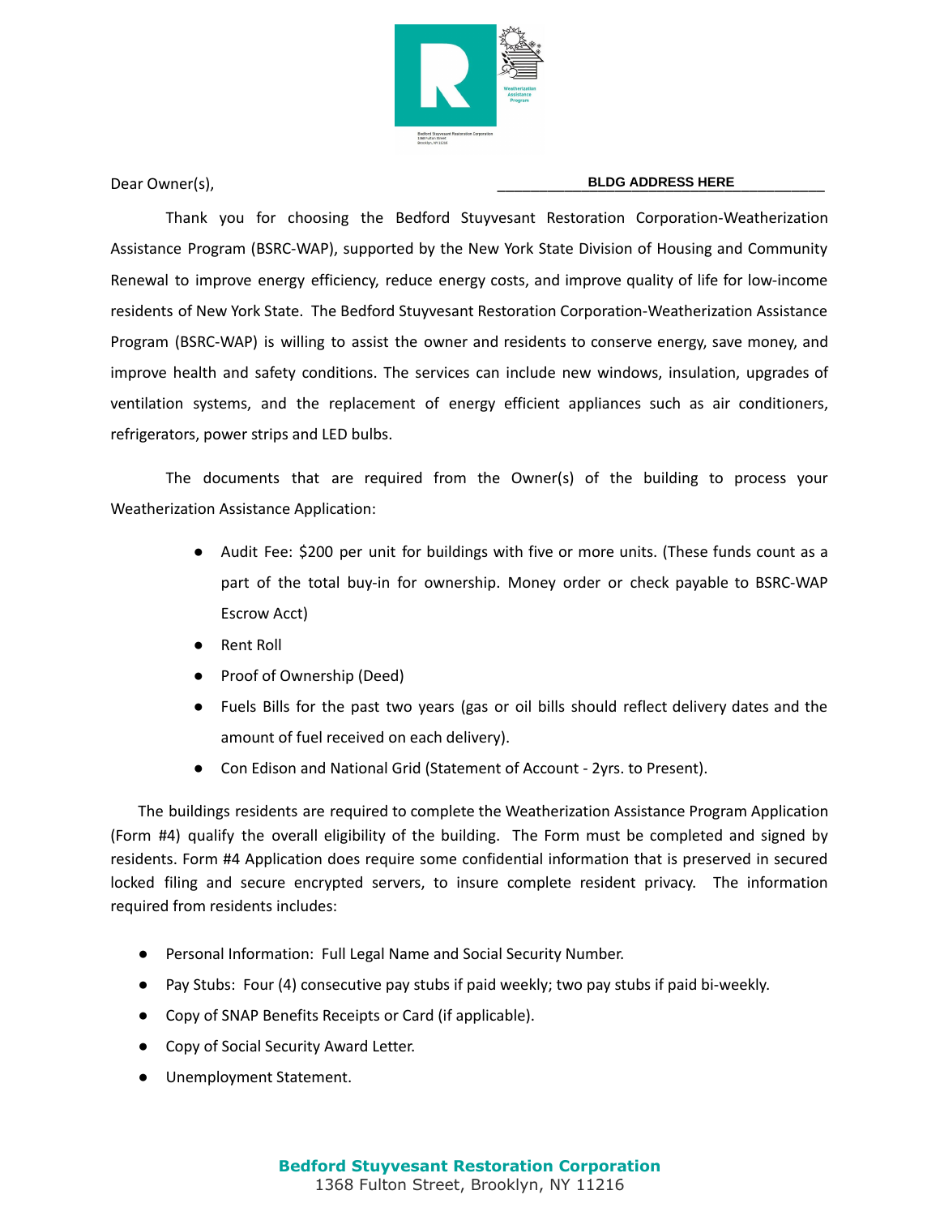Dear Owner(s), \_\_\_\_\_\_\_\_\_\_\_\_**BLDG ADDRESS HERE**\_\_\_\_\_\_\_\_\_\_\_\_

Thank you for choosing the Bedford Stuyvesant Restoration Corporation-Weatherization Assistance Program (BSRC-WAP), supported by the New York State Division of Housing and Community Renewal to improve energy efficiency, reduce energy costs, and improve quality of life for low-income residents of New York State. The Bedford Stuyvesant Restoration Corporation-Weatherization Assistance Program (BSRC-WAP) is willing to assist the owner and residents to conserve energy, save money, and improve health and safety conditions. The services can include new windows, insulation, upgrades of ventilation systems, and the replacement of energy efficient appliances such as air conditioners, refrigerators, power strips and LED bulbs.

The documents that are required from the Owner(s) of the building to process your Weatherization Assistance Application:

- Audit Fee: $200 per unit for buildings with five or more units. (These funds count as a part of the total buy-in for ownership. Money order or check payable to BSRC-WAP Escrow Acct)
- Rent Roll
- Proof of Ownership (Deed)
- Fuels Bills for the past two years (gas or oil bills should reflect delivery dates and the amount of fuel received on each delivery).
- Con Edison and National Grid (Statement of Account - 2yrs. to Present).

The buildings residents are required to complete the Weatherization Assistance Program Application (Form #4) qualify the overall eligibility of the building. The Form must be completed and signed by residents. Form #4 Application does require some confidential information that is preserved in secured locked filing and secure encrypted servers, to insure complete resident privacy. The information required from residents includes:

- Personal Information: Full Legal Name and Social Security Number.
- Pay Stubs: Four (4) consecutive pay stubs if paid weekly; two pay stubs if paid bi-weekly.
- Copy of SNAP Benefits Receipts or Card (if applicable).
- Copy of Social Security Award Letter.
- Unemployment Statement.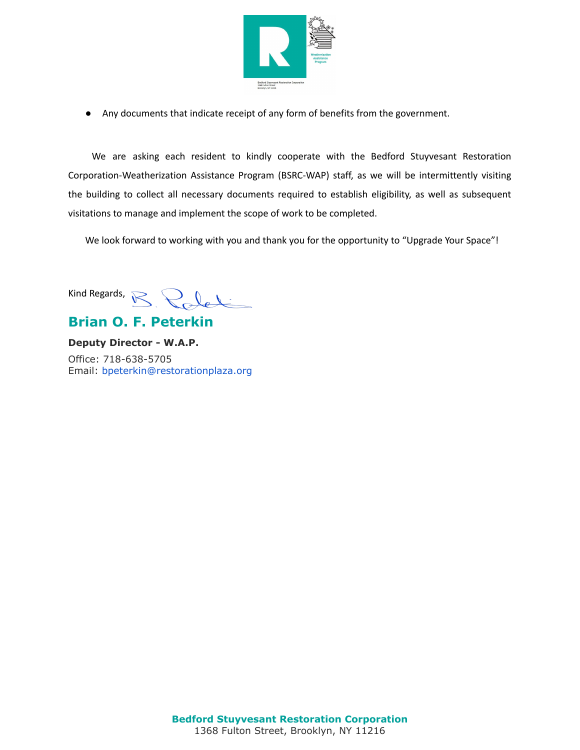- Any documents that indicate receipt of any form of benefits from the government.

We are asking each resident to kindly cooperate with the Bedford Stuyvesant Restoration Corporation-Weatherization Assistance Program (BSRC-WAP) staff, as we will be intermittently visiting the building to collect all necessary documents required to establish eligibility, as well as subsequent visitations to manage and implement the scope of work to be completed.

We look forward to working with you and thank you for the opportunity to "Upgrade Your Space"!

Kind Regards,

**Brian O. F. Peterkin**

**Deputy Director - W.A.P.**

Office: 718-638-5705
Email: bpeterkin@restorationplaza.org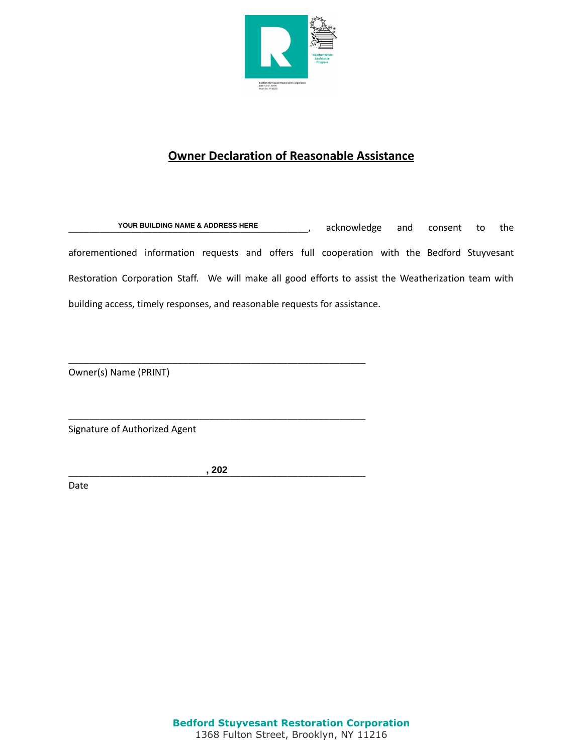## Owner Declaration of Reasonable Assistance

_____YOUR BUILDING NAME & ADDRESS HERE_____, acknowledge and consent to the aforementioned information requests and offers full cooperation with the Bedford Stuyvesant Restoration Corporation Staff. We will make all good efforts to assist the Weatherization team with building access, timely responses, and reasonable requests for assistance.

_______________________________________________

Owner(s) Name (PRINT)

_______________________________________________

Signature of Authorized Agent

_____________________, 202_____________________

Date

**Bedford Stuyvesant Restoration Corporation**
1368 Fulton Street, Brooklyn, NY 11216